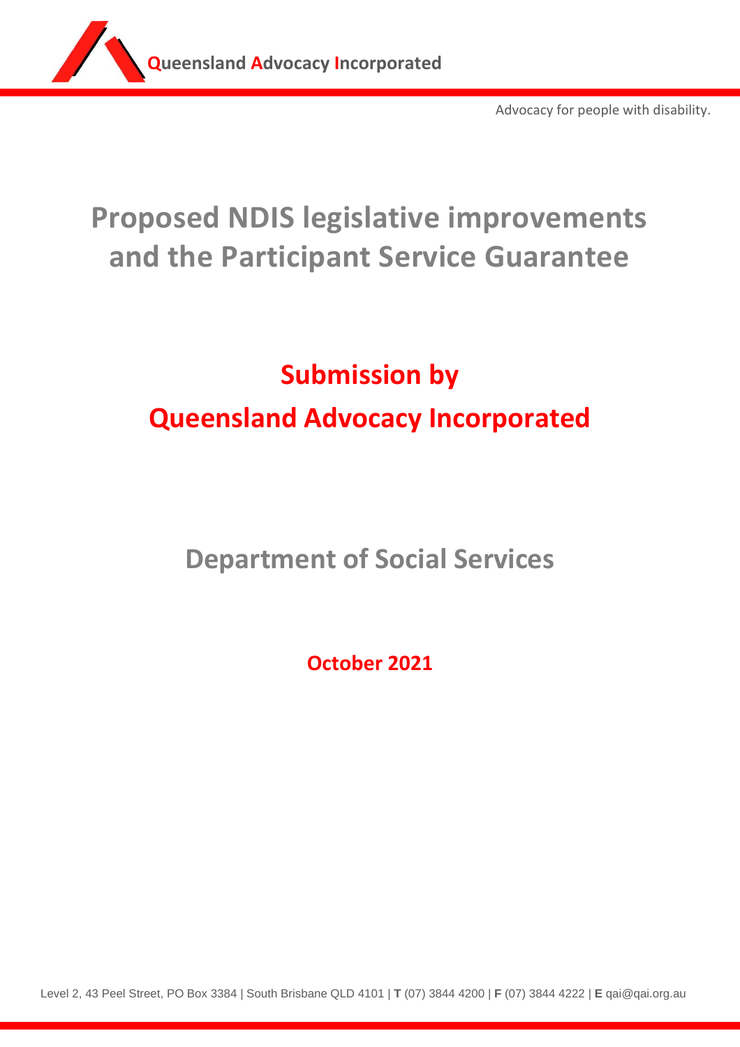**Queensland Advocacy Incorporated**

Advocacy for people with disability.

# Proposed NDIS legislative improvements and the Participant Service Guarantee

## Submission by Queensland Advocacy Incorporated

## Department of Social Services

**October 2021**

Level 2, 43 Peel Street, PO Box 3384 | South Brisbane QLD 4101 | **T** (07) 3844 4200 | **F** (07) 3844 4222 | **E** qai@qai.org.au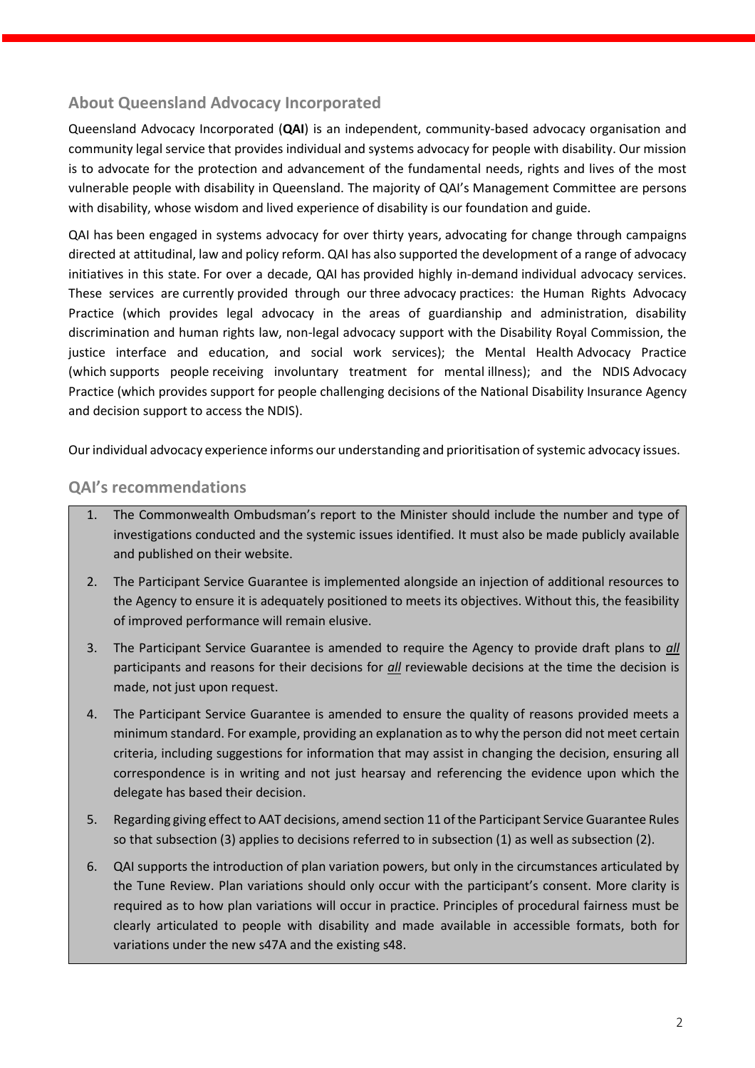## About Queensland Advocacy Incorporated

Queensland Advocacy Incorporated (**QAI**) is an independent, community-based advocacy organisation and community legal service that provides individual and systems advocacy for people with disability. Our mission is to advocate for the protection and advancement of the fundamental needs, rights and lives of the most vulnerable people with disability in Queensland. The majority of QAI's Management Committee are persons with disability, whose wisdom and lived experience of disability is our foundation and guide.

QAI has been engaged in systems advocacy for over thirty years, advocating for change through campaigns directed at attitudinal, law and policy reform. QAI has also supported the development of a range of advocacy initiatives in this state. For over a decade, QAI has provided highly in-demand individual advocacy services. These services are currently provided through our three advocacy practices: the Human Rights Advocacy Practice (which provides legal advocacy in the areas of guardianship and administration, disability discrimination and human rights law, non-legal advocacy support with the Disability Royal Commission, the justice interface and education, and social work services); the Mental Health Advocacy Practice (which supports people receiving involuntary treatment for mental illness); and the NDIS Advocacy Practice (which provides support for people challenging decisions of the National Disability Insurance Agency and decision support to access the NDIS).

Our individual advocacy experience informs our understanding and prioritisation of systemic advocacy issues.

## QAI's recommendations

1. The Commonwealth Ombudsman's report to the Minister should include the number and type of investigations conducted and the systemic issues identified. It must also be made publicly available and published on their website.
2. The Participant Service Guarantee is implemented alongside an injection of additional resources to the Agency to ensure it is adequately positioned to meets its objectives. Without this, the feasibility of improved performance will remain elusive.
3. The Participant Service Guarantee is amended to require the Agency to provide draft plans to ***all*** participants and reasons for their decisions for ***all*** reviewable decisions at the time the decision is made, not just upon request.
4. The Participant Service Guarantee is amended to ensure the quality of reasons provided meets a minimum standard. For example, providing an explanation as to why the person did not meet certain criteria, including suggestions for information that may assist in changing the decision, ensuring all correspondence is in writing and not just hearsay and referencing the evidence upon which the delegate has based their decision.
5. Regarding giving effect to AAT decisions, amend section 11 of the Participant Service Guarantee Rules so that subsection (3) applies to decisions referred to in subsection (1) as well as subsection (2).
6. QAI supports the introduction of plan variation powers, but only in the circumstances articulated by the Tune Review. Plan variations should only occur with the participant's consent. More clarity is required as to how plan variations will occur in practice. Principles of procedural fairness must be clearly articulated to people with disability and made available in accessible formats, both for variations under the new s47A and the existing s48.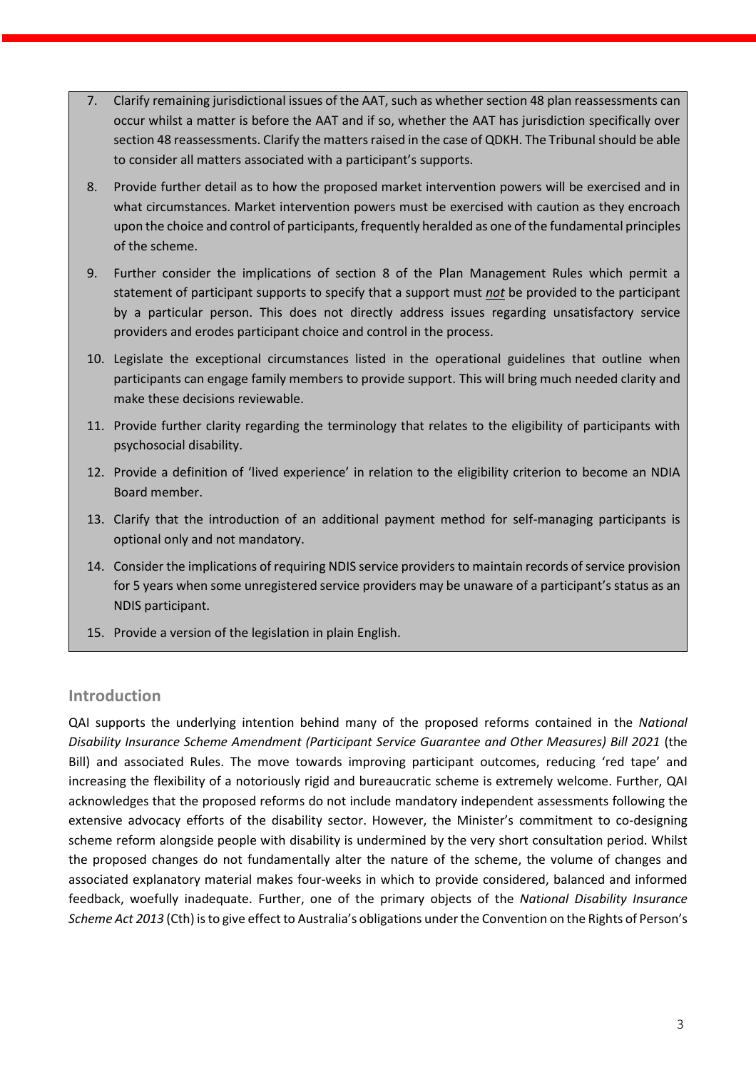7. Clarify remaining jurisdictional issues of the AAT, such as whether section 48 plan reassessments can occur whilst a matter is before the AAT and if so, whether the AAT has jurisdiction specifically over section 48 reassessments. Clarify the matters raised in the case of QDKH. The Tribunal should be able to consider all matters associated with a participant's supports.
8. Provide further detail as to how the proposed market intervention powers will be exercised and in what circumstances. Market intervention powers must be exercised with caution as they encroach upon the choice and control of participants, frequently heralded as one of the fundamental principles of the scheme.
9. Further consider the implications of section 8 of the Plan Management Rules which permit a statement of participant supports to specify that a support must ***not*** be provided to the participant by a particular person. This does not directly address issues regarding unsatisfactory service providers and erodes participant choice and control in the process.
10. Legislate the exceptional circumstances listed in the operational guidelines that outline when participants can engage family members to provide support. This will bring much needed clarity and make these decisions reviewable.
11. Provide further clarity regarding the terminology that relates to the eligibility of participants with psychosocial disability.
12. Provide a definition of 'lived experience' in relation to the eligibility criterion to become an NDIA Board member.
13. Clarify that the introduction of an additional payment method for self-managing participants is optional only and not mandatory.
14. Consider the implications of requiring NDIS service providers to maintain records of service provision for 5 years when some unregistered service providers may be unaware of a participant's status as an NDIS participant.
15. Provide a version of the legislation in plain English.

## Introduction

QAI supports the underlying intention behind many of the proposed reforms contained in the *National Disability Insurance Scheme Amendment (Participant Service Guarantee and Other Measures) Bill 2021* (the Bill) and associated Rules. The move towards improving participant outcomes, reducing 'red tape' and increasing the flexibility of a notoriously rigid and bureaucratic scheme is extremely welcome. Further, QAI acknowledges that the proposed reforms do not include mandatory independent assessments following the extensive advocacy efforts of the disability sector. However, the Minister's commitment to co-designing scheme reform alongside people with disability is undermined by the very short consultation period. Whilst the proposed changes do not fundamentally alter the nature of the scheme, the volume of changes and associated explanatory material makes four-weeks in which to provide considered, balanced and informed feedback, woefully inadequate. Further, one of the primary objects of the *National Disability Insurance Scheme Act 2013* (Cth) is to give effect to Australia's obligations under the Convention on the Rights of Person's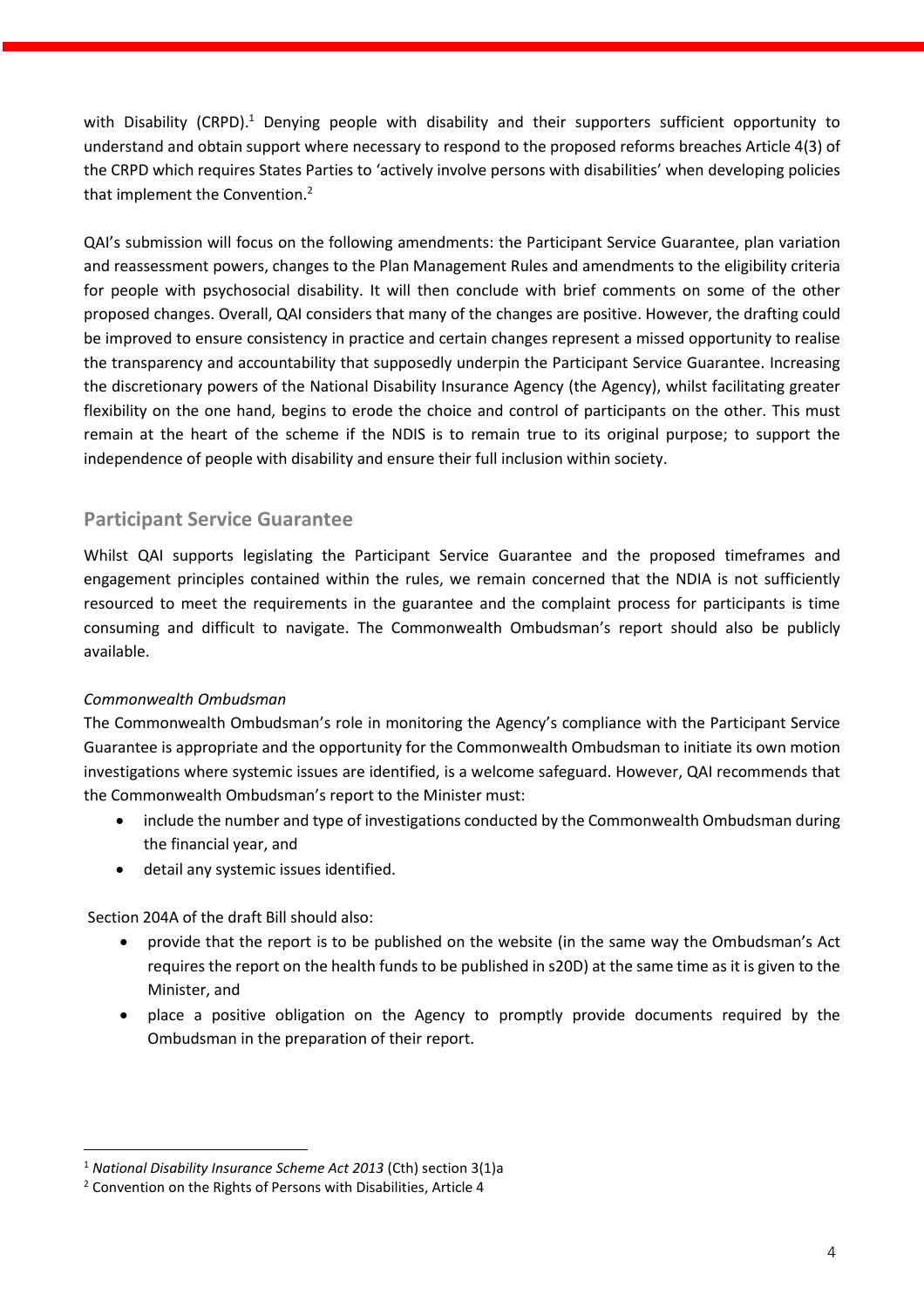with Disability (CRPD).[1] Denying people with disability and their supporters sufficient opportunity to understand and obtain support where necessary to respond to the proposed reforms breaches Article 4(3) of the CRPD which requires States Parties to 'actively involve persons with disabilities' when developing policies that implement the Convention.[2]

QAI's submission will focus on the following amendments: the Participant Service Guarantee, plan variation and reassessment powers, changes to the Plan Management Rules and amendments to the eligibility criteria for people with psychosocial disability. It will then conclude with brief comments on some of the other proposed changes. Overall, QAI considers that many of the changes are positive. However, the drafting could be improved to ensure consistency in practice and certain changes represent a missed opportunity to realise the transparency and accountability that supposedly underpin the Participant Service Guarantee. Increasing the discretionary powers of the National Disability Insurance Agency (the Agency), whilst facilitating greater flexibility on the one hand, begins to erode the choice and control of participants on the other. This must remain at the heart of the scheme if the NDIS is to remain true to its original purpose; to support the independence of people with disability and ensure their full inclusion within society.

## Participant Service Guarantee

Whilst QAI supports legislating the Participant Service Guarantee and the proposed timeframes and engagement principles contained within the rules, we remain concerned that the NDIA is not sufficiently resourced to meet the requirements in the guarantee and the complaint process for participants is time consuming and difficult to navigate. The Commonwealth Ombudsman's report should also be publicly available.

*Commonwealth Ombudsman*

The Commonwealth Ombudsman's role in monitoring the Agency's compliance with the Participant Service Guarantee is appropriate and the opportunity for the Commonwealth Ombudsman to initiate its own motion investigations where systemic issues are identified, is a welcome safeguard. However, QAI recommends that the Commonwealth Ombudsman's report to the Minister must:

- include the number and type of investigations conducted by the Commonwealth Ombudsman during the financial year, and
- detail any systemic issues identified.

Section 204A of the draft Bill should also:

- provide that the report is to be published on the website (in the same way the Ombudsman's Act requires the report on the health funds to be published in s20D) at the same time as it is given to the Minister, and
- place a positive obligation on the Agency to promptly provide documents required by the Ombudsman in the preparation of their report.

---

[1] *National Disability Insurance Scheme Act 2013* (Cth) section 3(1)a

[2] Convention on the Rights of Persons with Disabilities, Article 4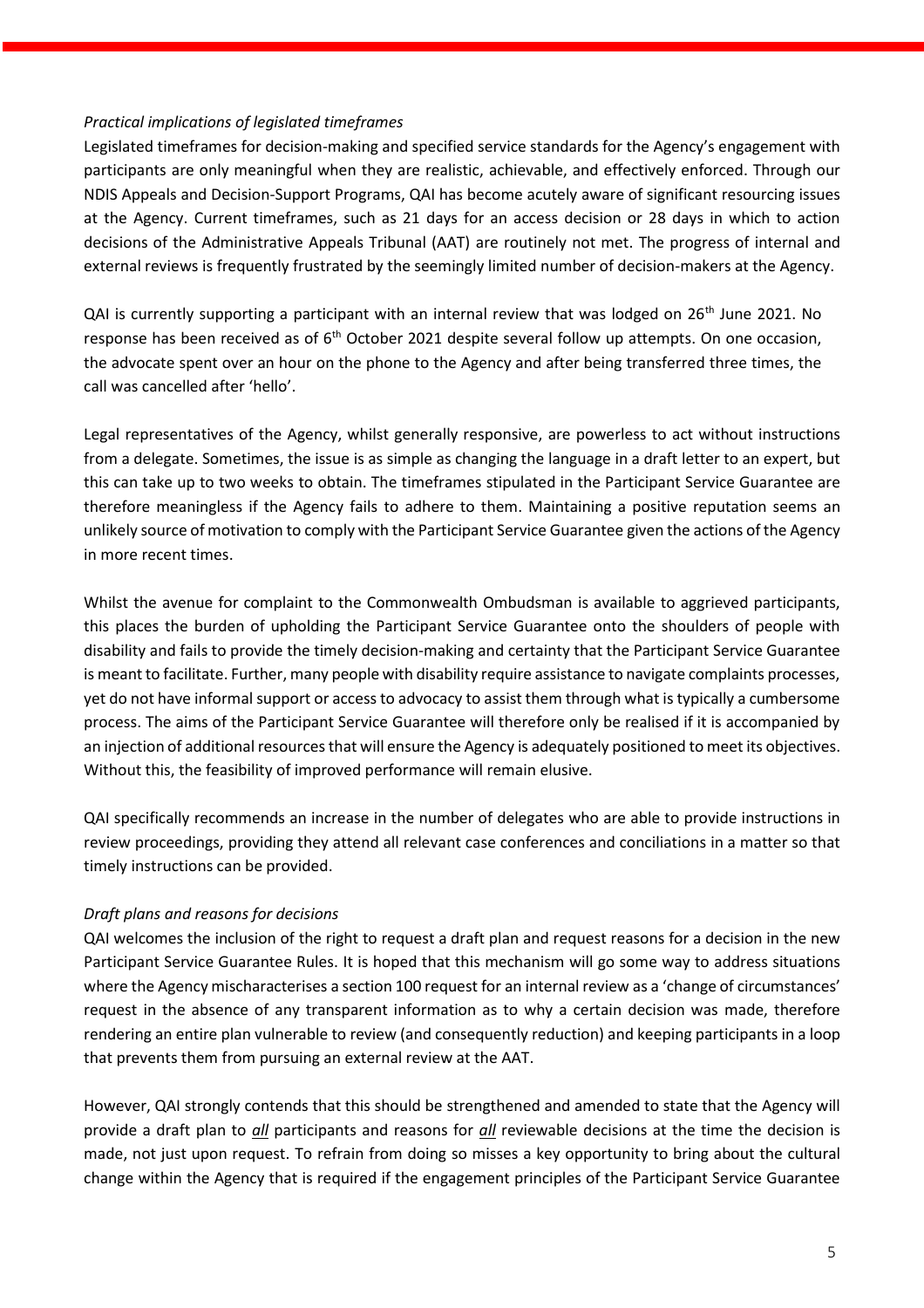*Practical implications of legislated timeframes*

Legislated timeframes for decision-making and specified service standards for the Agency's engagement with participants are only meaningful when they are realistic, achievable, and effectively enforced. Through our NDIS Appeals and Decision-Support Programs, QAI has become acutely aware of significant resourcing issues at the Agency. Current timeframes, such as 21 days for an access decision or 28 days in which to action decisions of the Administrative Appeals Tribunal (AAT) are routinely not met. The progress of internal and external reviews is frequently frustrated by the seemingly limited number of decision-makers at the Agency.

QAI is currently supporting a participant with an internal review that was lodged on 26th June 2021. No response has been received as of 6th October 2021 despite several follow up attempts. On one occasion, the advocate spent over an hour on the phone to the Agency and after being transferred three times, the call was cancelled after 'hello'.

Legal representatives of the Agency, whilst generally responsive, are powerless to act without instructions from a delegate. Sometimes, the issue is as simple as changing the language in a draft letter to an expert, but this can take up to two weeks to obtain. The timeframes stipulated in the Participant Service Guarantee are therefore meaningless if the Agency fails to adhere to them. Maintaining a positive reputation seems an unlikely source of motivation to comply with the Participant Service Guarantee given the actions of the Agency in more recent times.

Whilst the avenue for complaint to the Commonwealth Ombudsman is available to aggrieved participants, this places the burden of upholding the Participant Service Guarantee onto the shoulders of people with disability and fails to provide the timely decision-making and certainty that the Participant Service Guarantee is meant to facilitate. Further, many people with disability require assistance to navigate complaints processes, yet do not have informal support or access to advocacy to assist them through what is typically a cumbersome process. The aims of the Participant Service Guarantee will therefore only be realised if it is accompanied by an injection of additional resources that will ensure the Agency is adequately positioned to meet its objectives. Without this, the feasibility of improved performance will remain elusive.

QAI specifically recommends an increase in the number of delegates who are able to provide instructions in review proceedings, providing they attend all relevant case conferences and conciliations in a matter so that timely instructions can be provided.

*Draft plans and reasons for decisions*

QAI welcomes the inclusion of the right to request a draft plan and request reasons for a decision in the new Participant Service Guarantee Rules. It is hoped that this mechanism will go some way to address situations where the Agency mischaracterises a section 100 request for an internal review as a 'change of circumstances' request in the absence of any transparent information as to why a certain decision was made, therefore rendering an entire plan vulnerable to review (and consequently reduction) and keeping participants in a loop that prevents them from pursuing an external review at the AAT.

However, QAI strongly contends that this should be strengthened and amended to state that the Agency will provide a draft plan to ***all*** participants and reasons for ***all*** reviewable decisions at the time the decision is made, not just upon request. To refrain from doing so misses a key opportunity to bring about the cultural change within the Agency that is required if the engagement principles of the Participant Service Guarantee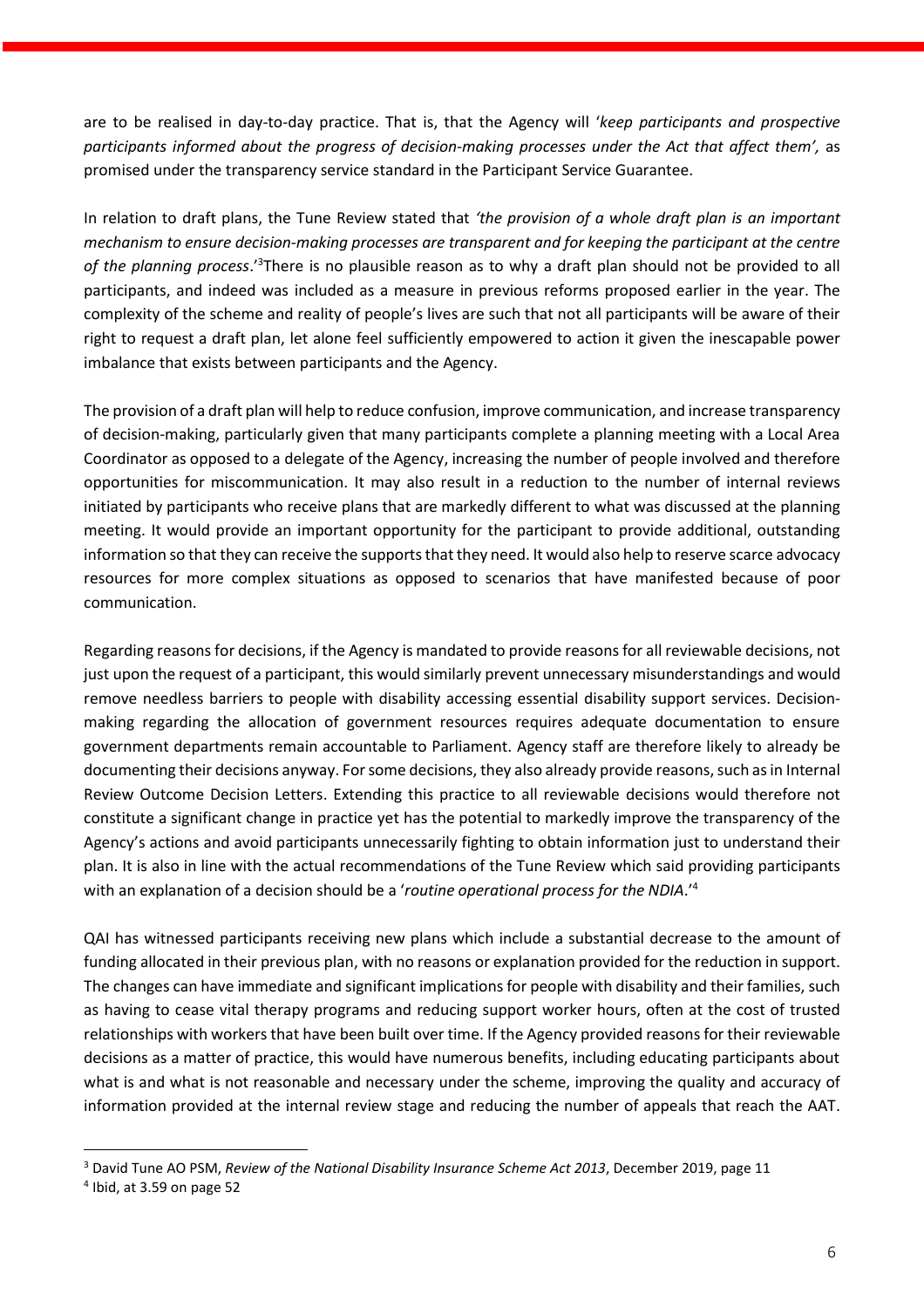are to be realised in day-to-day practice. That is, that the Agency will '*keep participants and prospective participants informed about the progress of decision-making processes under the Act that affect them',* as promised under the transparency service standard in the Participant Service Guarantee.

In relation to draft plans, the Tune Review stated that *'the provision of a whole draft plan is an important mechanism to ensure decision-making processes are transparent and for keeping the participant at the centre of the planning process*.'[3] There is no plausible reason as to why a draft plan should not be provided to all participants, and indeed was included as a measure in previous reforms proposed earlier in the year. The complexity of the scheme and reality of people's lives are such that not all participants will be aware of their right to request a draft plan, let alone feel sufficiently empowered to action it given the inescapable power imbalance that exists between participants and the Agency.

The provision of a draft plan will help to reduce confusion, improve communication, and increase transparency of decision-making, particularly given that many participants complete a planning meeting with a Local Area Coordinator as opposed to a delegate of the Agency, increasing the number of people involved and therefore opportunities for miscommunication. It may also result in a reduction to the number of internal reviews initiated by participants who receive plans that are markedly different to what was discussed at the planning meeting. It would provide an important opportunity for the participant to provide additional, outstanding information so that they can receive the supports that they need. It would also help to reserve scarce advocacy resources for more complex situations as opposed to scenarios that have manifested because of poor communication.

Regarding reasons for decisions, if the Agency is mandated to provide reasons for all reviewable decisions, not just upon the request of a participant, this would similarly prevent unnecessary misunderstandings and would remove needless barriers to people with disability accessing essential disability support services. Decision-making regarding the allocation of government resources requires adequate documentation to ensure government departments remain accountable to Parliament. Agency staff are therefore likely to already be documenting their decisions anyway. For some decisions, they also already provide reasons, such as in Internal Review Outcome Decision Letters. Extending this practice to all reviewable decisions would therefore not constitute a significant change in practice yet has the potential to markedly improve the transparency of the Agency's actions and avoid participants unnecessarily fighting to obtain information just to understand their plan. It is also in line with the actual recommendations of the Tune Review which said providing participants with an explanation of a decision should be a '*routine operational process for the NDIA*.'[4]

QAI has witnessed participants receiving new plans which include a substantial decrease to the amount of funding allocated in their previous plan, with no reasons or explanation provided for the reduction in support. The changes can have immediate and significant implications for people with disability and their families, such as having to cease vital therapy programs and reducing support worker hours, often at the cost of trusted relationships with workers that have been built over time. If the Agency provided reasons for their reviewable decisions as a matter of practice, this would have numerous benefits, including educating participants about what is and what is not reasonable and necessary under the scheme, improving the quality and accuracy of information provided at the internal review stage and reducing the number of appeals that reach the AAT.

---

[3] David Tune AO PSM, *Review of the National Disability Insurance Scheme Act 2013*, December 2019, page 11

[4] Ibid, at 3.59 on page 52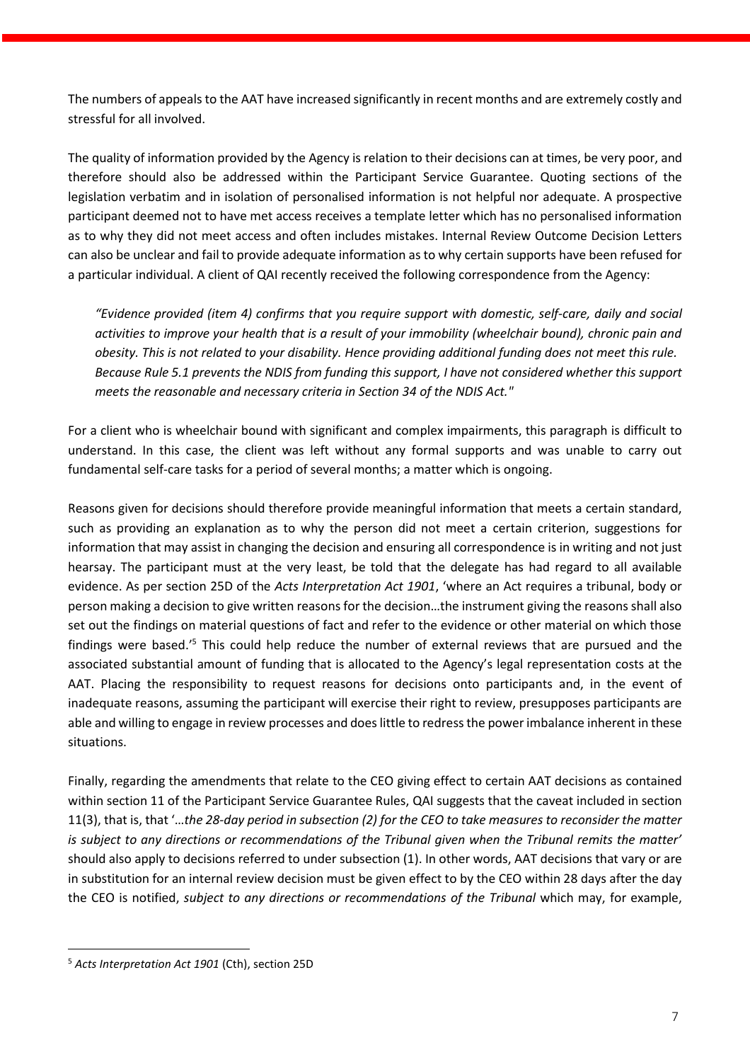The numbers of appeals to the AAT have increased significantly in recent months and are extremely costly and stressful for all involved.

The quality of information provided by the Agency is relation to their decisions can at times, be very poor, and therefore should also be addressed within the Participant Service Guarantee. Quoting sections of the legislation verbatim and in isolation of personalised information is not helpful nor adequate. A prospective participant deemed not to have met access receives a template letter which has no personalised information as to why they did not meet access and often includes mistakes. Internal Review Outcome Decision Letters can also be unclear and fail to provide adequate information as to why certain supports have been refused for a particular individual. A client of QAI recently received the following correspondence from the Agency:

> *"Evidence provided (item 4) confirms that you require support with domestic, self-care, daily and social activities to improve your health that is a result of your immobility (wheelchair bound), chronic pain and obesity. This is not related to your disability. Hence providing additional funding does not meet this rule. Because Rule 5.1 prevents the NDIS from funding this support, I have not considered whether this support meets the reasonable and necessary criteria in Section 34 of the NDIS Act."*

For a client who is wheelchair bound with significant and complex impairments, this paragraph is difficult to understand. In this case, the client was left without any formal supports and was unable to carry out fundamental self-care tasks for a period of several months; a matter which is ongoing.

Reasons given for decisions should therefore provide meaningful information that meets a certain standard, such as providing an explanation as to why the person did not meet a certain criterion, suggestions for information that may assist in changing the decision and ensuring all correspondence is in writing and not just hearsay. The participant must at the very least, be told that the delegate has had regard to all available evidence. As per section 25D of the *Acts Interpretation Act 1901*, 'where an Act requires a tribunal, body or person making a decision to give written reasons for the decision…the instrument giving the reasons shall also set out the findings on material questions of fact and refer to the evidence or other material on which those findings were based.'[5] This could help reduce the number of external reviews that are pursued and the associated substantial amount of funding that is allocated to the Agency's legal representation costs at the AAT. Placing the responsibility to request reasons for decisions onto participants and, in the event of inadequate reasons, assuming the participant will exercise their right to review, presupposes participants are able and willing to engage in review processes and does little to redress the power imbalance inherent in these situations.

Finally, regarding the amendments that relate to the CEO giving effect to certain AAT decisions as contained within section 11 of the Participant Service Guarantee Rules, QAI suggests that the caveat included in section 11(3), that is, that '*…the 28-day period in subsection (2) for the CEO to take measures to reconsider the matter is subject to any directions or recommendations of the Tribunal given when the Tribunal remits the matter'* should also apply to decisions referred to under subsection (1). In other words, AAT decisions that vary or are in substitution for an internal review decision must be given effect to by the CEO within 28 days after the day the CEO is notified, *subject to any directions or recommendations of the Tribunal* which may, for example,

---

[5] *Acts Interpretation Act 1901* (Cth), section 25D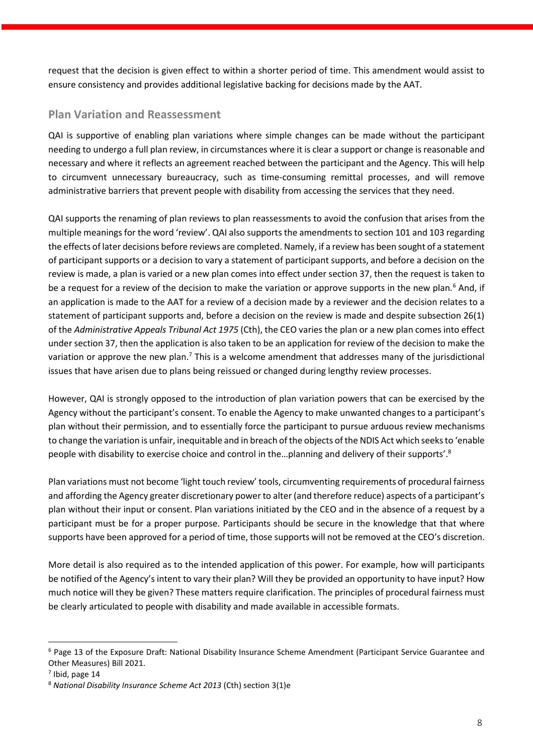request that the decision is given effect to within a shorter period of time. This amendment would assist to ensure consistency and provides additional legislative backing for decisions made by the AAT.

## Plan Variation and Reassessment

QAI is supportive of enabling plan variations where simple changes can be made without the participant needing to undergo a full plan review, in circumstances where it is clear a support or change is reasonable and necessary and where it reflects an agreement reached between the participant and the Agency. This will help to circumvent unnecessary bureaucracy, such as time-consuming remittal processes, and will remove administrative barriers that prevent people with disability from accessing the services that they need.

QAI supports the renaming of plan reviews to plan reassessments to avoid the confusion that arises from the multiple meanings for the word 'review'. QAI also supports the amendments to section 101 and 103 regarding the effects of later decisions before reviews are completed. Namely, if a review has been sought of a statement of participant supports or a decision to vary a statement of participant supports, and before a decision on the review is made, a plan is varied or a new plan comes into effect under section 37, then the request is taken to be a request for a review of the decision to make the variation or approve supports in the new plan.[6] And, if an application is made to the AAT for a review of a decision made by a reviewer and the decision relates to a statement of participant supports and, before a decision on the review is made and despite subsection 26(1) of the *Administrative Appeals Tribunal Act 1975* (Cth), the CEO varies the plan or a new plan comes into effect under section 37, then the application is also taken to be an application for review of the decision to make the variation or approve the new plan.[7] This is a welcome amendment that addresses many of the jurisdictional issues that have arisen due to plans being reissued or changed during lengthy review processes.

However, QAI is strongly opposed to the introduction of plan variation powers that can be exercised by the Agency without the participant's consent. To enable the Agency to make unwanted changes to a participant's plan without their permission, and to essentially force the participant to pursue arduous review mechanisms to change the variation is unfair, inequitable and in breach of the objects of the NDIS Act which seeks to 'enable people with disability to exercise choice and control in the…planning and delivery of their supports'.[8]

Plan variations must not become 'light touch review' tools, circumventing requirements of procedural fairness and affording the Agency greater discretionary power to alter (and therefore reduce) aspects of a participant's plan without their input or consent. Plan variations initiated by the CEO and in the absence of a request by a participant must be for a proper purpose. Participants should be secure in the knowledge that that where supports have been approved for a period of time, those supports will not be removed at the CEO's discretion.

More detail is also required as to the intended application of this power. For example, how will participants be notified of the Agency's intent to vary their plan? Will they be provided an opportunity to have input? How much notice will they be given? These matters require clarification. The principles of procedural fairness must be clearly articulated to people with disability and made available in accessible formats.

---

[6] Page 13 of the Exposure Draft: National Disability Insurance Scheme Amendment (Participant Service Guarantee and Other Measures) Bill 2021.

[7] Ibid, page 14

[8] *National Disability Insurance Scheme Act 2013* (Cth) section 3(1)e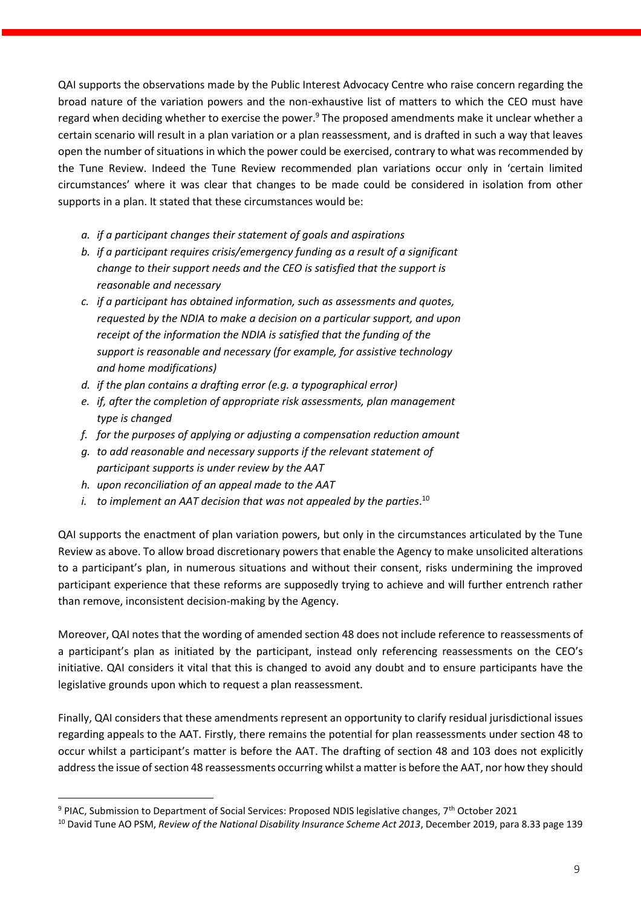QAI supports the observations made by the Public Interest Advocacy Centre who raise concern regarding the broad nature of the variation powers and the non-exhaustive list of matters to which the CEO must have regard when deciding whether to exercise the power.[9] The proposed amendments make it unclear whether a certain scenario will result in a plan variation or a plan reassessment, and is drafted in such a way that leaves open the number of situations in which the power could be exercised, contrary to what was recommended by the Tune Review. Indeed the Tune Review recommended plan variations occur only in 'certain limited circumstances' where it was clear that changes to be made could be considered in isolation from other supports in a plan. It stated that these circumstances would be:

- *a. if a participant changes their statement of goals and aspirations*
- *b. if a participant requires crisis/emergency funding as a result of a significant change to their support needs and the CEO is satisfied that the support is reasonable and necessary*
- *c. if a participant has obtained information, such as assessments and quotes, requested by the NDIA to make a decision on a particular support, and upon receipt of the information the NDIA is satisfied that the funding of the support is reasonable and necessary (for example, for assistive technology and home modifications)*
- *d. if the plan contains a drafting error (e.g. a typographical error)*
- *e. if, after the completion of appropriate risk assessments, plan management type is changed*
- *f. for the purposes of applying or adjusting a compensation reduction amount*
- *g. to add reasonable and necessary supports if the relevant statement of participant supports is under review by the AAT*
- *h. upon reconciliation of an appeal made to the AAT*
- *i. to implement an AAT decision that was not appealed by the parties*.[10]

QAI supports the enactment of plan variation powers, but only in the circumstances articulated by the Tune Review as above. To allow broad discretionary powers that enable the Agency to make unsolicited alterations to a participant's plan, in numerous situations and without their consent, risks undermining the improved participant experience that these reforms are supposedly trying to achieve and will further entrench rather than remove, inconsistent decision-making by the Agency.

Moreover, QAI notes that the wording of amended section 48 does not include reference to reassessments of a participant's plan as initiated by the participant, instead only referencing reassessments on the CEO's initiative. QAI considers it vital that this is changed to avoid any doubt and to ensure participants have the legislative grounds upon which to request a plan reassessment.

Finally, QAI considers that these amendments represent an opportunity to clarify residual jurisdictional issues regarding appeals to the AAT. Firstly, there remains the potential for plan reassessments under section 48 to occur whilst a participant's matter is before the AAT. The drafting of section 48 and 103 does not explicitly address the issue of section 48 reassessments occurring whilst a matter is before the AAT, nor how they should

---

[9] PIAC, Submission to Department of Social Services: Proposed NDIS legislative changes, 7th October 2021

[10] David Tune AO PSM, *Review of the National Disability Insurance Scheme Act 2013*, December 2019, para 8.33 page 139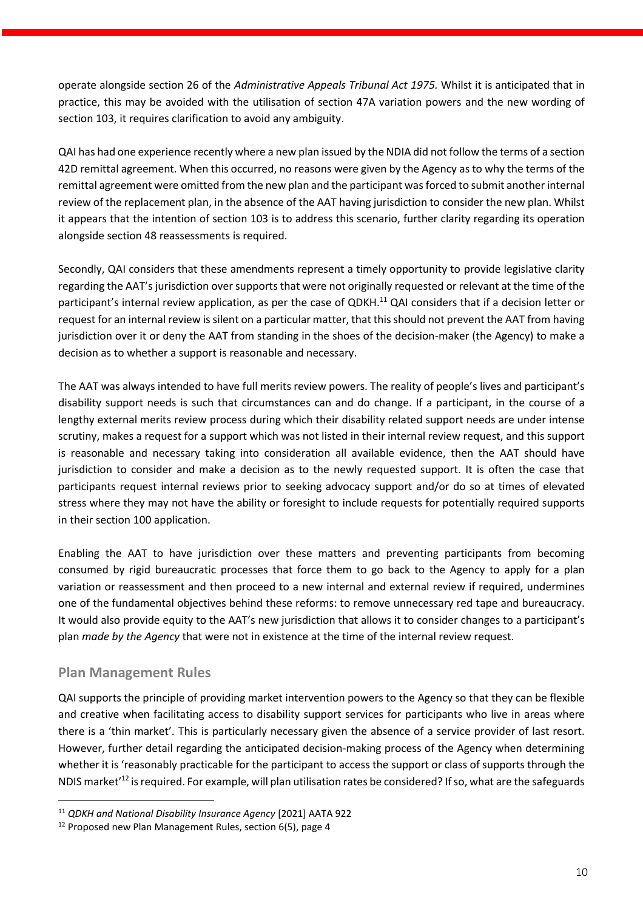operate alongside section 26 of the *Administrative Appeals Tribunal Act 1975.* Whilst it is anticipated that in practice, this may be avoided with the utilisation of section 47A variation powers and the new wording of section 103, it requires clarification to avoid any ambiguity.

QAI has had one experience recently where a new plan issued by the NDIA did not follow the terms of a section 42D remittal agreement. When this occurred, no reasons were given by the Agency as to why the terms of the remittal agreement were omitted from the new plan and the participant was forced to submit another internal review of the replacement plan, in the absence of the AAT having jurisdiction to consider the new plan. Whilst it appears that the intention of section 103 is to address this scenario, further clarity regarding its operation alongside section 48 reassessments is required.

Secondly, QAI considers that these amendments represent a timely opportunity to provide legislative clarity regarding the AAT's jurisdiction over supports that were not originally requested or relevant at the time of the participant's internal review application, as per the case of QDKH.[11] QAI considers that if a decision letter or request for an internal review is silent on a particular matter, that this should not prevent the AAT from having jurisdiction over it or deny the AAT from standing in the shoes of the decision-maker (the Agency) to make a decision as to whether a support is reasonable and necessary.

The AAT was always intended to have full merits review powers. The reality of people's lives and participant's disability support needs is such that circumstances can and do change. If a participant, in the course of a lengthy external merits review process during which their disability related support needs are under intense scrutiny, makes a request for a support which was not listed in their internal review request, and this support is reasonable and necessary taking into consideration all available evidence, then the AAT should have jurisdiction to consider and make a decision as to the newly requested support. It is often the case that participants request internal reviews prior to seeking advocacy support and/or do so at times of elevated stress where they may not have the ability or foresight to include requests for potentially required supports in their section 100 application.

Enabling the AAT to have jurisdiction over these matters and preventing participants from becoming consumed by rigid bureaucratic processes that force them to go back to the Agency to apply for a plan variation or reassessment and then proceed to a new internal and external review if required, undermines one of the fundamental objectives behind these reforms: to remove unnecessary red tape and bureaucracy. It would also provide equity to the AAT's new jurisdiction that allows it to consider changes to a participant's plan *made by the Agency* that were not in existence at the time of the internal review request.

## Plan Management Rules

QAI supports the principle of providing market intervention powers to the Agency so that they can be flexible and creative when facilitating access to disability support services for participants who live in areas where there is a 'thin market'. This is particularly necessary given the absence of a service provider of last resort. However, further detail regarding the anticipated decision-making process of the Agency when determining whether it is 'reasonably practicable for the participant to access the support or class of supports through the NDIS market'[12] is required. For example, will plan utilisation rates be considered? If so, what are the safeguards

---

[11] *QDKH and National Disability Insurance Agency* [2021] AATA 922

[12] Proposed new Plan Management Rules, section 6(5), page 4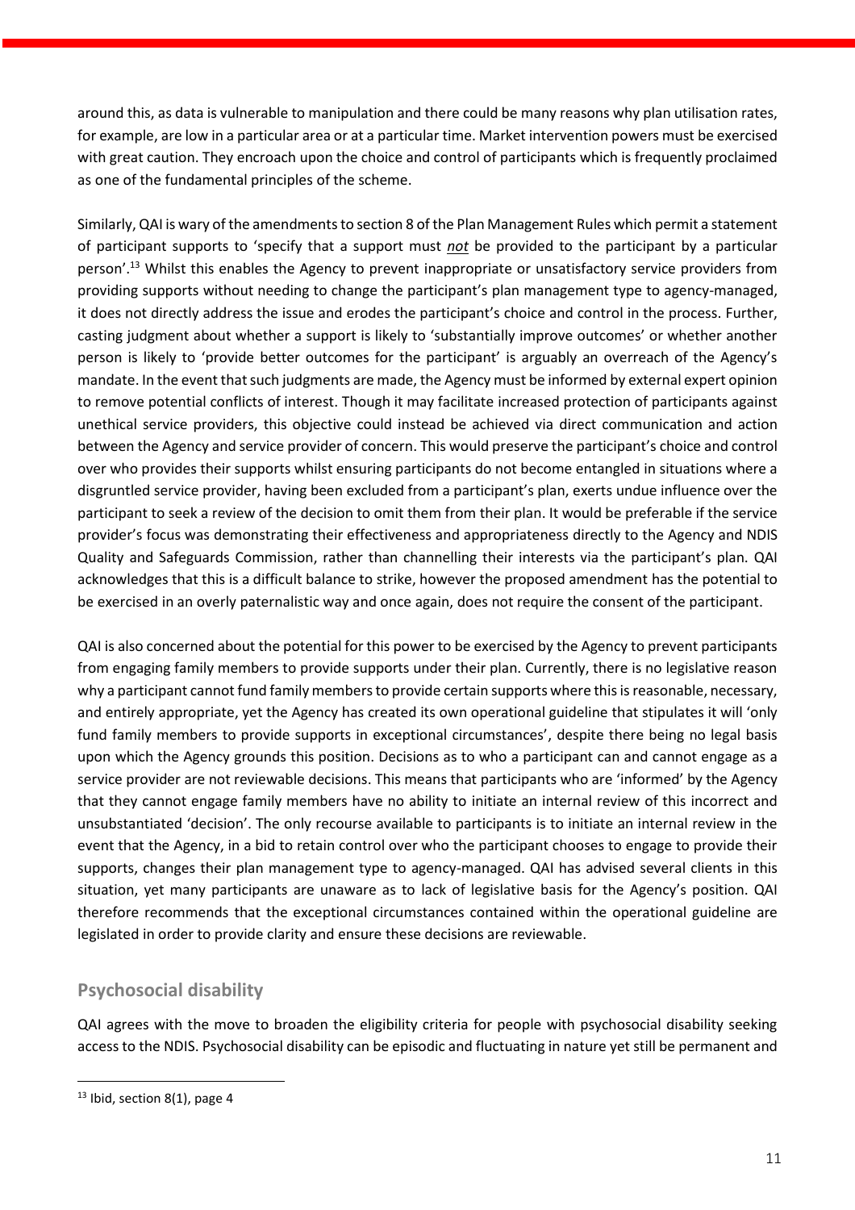around this, as data is vulnerable to manipulation and there could be many reasons why plan utilisation rates, for example, are low in a particular area or at a particular time. Market intervention powers must be exercised with great caution. They encroach upon the choice and control of participants which is frequently proclaimed as one of the fundamental principles of the scheme.

Similarly, QAI is wary of the amendments to section 8 of the Plan Management Rules which permit a statement of participant supports to 'specify that a support must ***not*** be provided to the participant by a particular person'.[13] Whilst this enables the Agency to prevent inappropriate or unsatisfactory service providers from providing supports without needing to change the participant's plan management type to agency-managed, it does not directly address the issue and erodes the participant's choice and control in the process. Further, casting judgment about whether a support is likely to 'substantially improve outcomes' or whether another person is likely to 'provide better outcomes for the participant' is arguably an overreach of the Agency's mandate. In the event that such judgments are made, the Agency must be informed by external expert opinion to remove potential conflicts of interest. Though it may facilitate increased protection of participants against unethical service providers, this objective could instead be achieved via direct communication and action between the Agency and service provider of concern. This would preserve the participant's choice and control over who provides their supports whilst ensuring participants do not become entangled in situations where a disgruntled service provider, having been excluded from a participant's plan, exerts undue influence over the participant to seek a review of the decision to omit them from their plan. It would be preferable if the service provider's focus was demonstrating their effectiveness and appropriateness directly to the Agency and NDIS Quality and Safeguards Commission, rather than channelling their interests via the participant's plan. QAI acknowledges that this is a difficult balance to strike, however the proposed amendment has the potential to be exercised in an overly paternalistic way and once again, does not require the consent of the participant.

QAI is also concerned about the potential for this power to be exercised by the Agency to prevent participants from engaging family members to provide supports under their plan. Currently, there is no legislative reason why a participant cannot fund family members to provide certain supports where this is reasonable, necessary, and entirely appropriate, yet the Agency has created its own operational guideline that stipulates it will 'only fund family members to provide supports in exceptional circumstances', despite there being no legal basis upon which the Agency grounds this position. Decisions as to who a participant can and cannot engage as a service provider are not reviewable decisions. This means that participants who are 'informed' by the Agency that they cannot engage family members have no ability to initiate an internal review of this incorrect and unsubstantiated 'decision'. The only recourse available to participants is to initiate an internal review in the event that the Agency, in a bid to retain control over who the participant chooses to engage to provide their supports, changes their plan management type to agency-managed. QAI has advised several clients in this situation, yet many participants are unaware as to lack of legislative basis for the Agency's position. QAI therefore recommends that the exceptional circumstances contained within the operational guideline are legislated in order to provide clarity and ensure these decisions are reviewable.

## Psychosocial disability

QAI agrees with the move to broaden the eligibility criteria for people with psychosocial disability seeking access to the NDIS. Psychosocial disability can be episodic and fluctuating in nature yet still be permanent and

---

[13] Ibid, section 8(1), page 4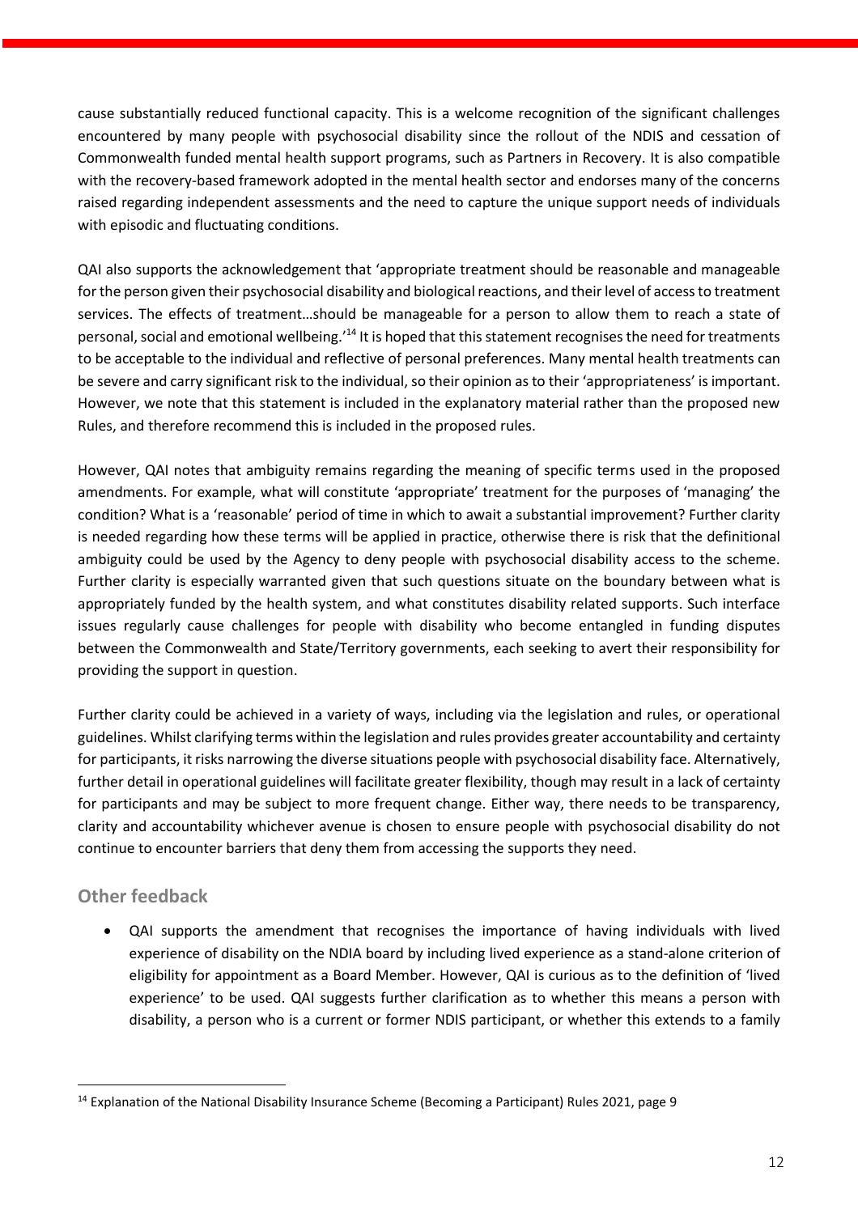cause substantially reduced functional capacity. This is a welcome recognition of the significant challenges encountered by many people with psychosocial disability since the rollout of the NDIS and cessation of Commonwealth funded mental health support programs, such as Partners in Recovery. It is also compatible with the recovery-based framework adopted in the mental health sector and endorses many of the concerns raised regarding independent assessments and the need to capture the unique support needs of individuals with episodic and fluctuating conditions.

QAI also supports the acknowledgement that 'appropriate treatment should be reasonable and manageable for the person given their psychosocial disability and biological reactions, and their level of access to treatment services. The effects of treatment…should be manageable for a person to allow them to reach a state of personal, social and emotional wellbeing.'[14] It is hoped that this statement recognises the need for treatments to be acceptable to the individual and reflective of personal preferences. Many mental health treatments can be severe and carry significant risk to the individual, so their opinion as to their 'appropriateness' is important. However, we note that this statement is included in the explanatory material rather than the proposed new Rules, and therefore recommend this is included in the proposed rules.

However, QAI notes that ambiguity remains regarding the meaning of specific terms used in the proposed amendments. For example, what will constitute 'appropriate' treatment for the purposes of 'managing' the condition? What is a 'reasonable' period of time in which to await a substantial improvement? Further clarity is needed regarding how these terms will be applied in practice, otherwise there is risk that the definitional ambiguity could be used by the Agency to deny people with psychosocial disability access to the scheme. Further clarity is especially warranted given that such questions situate on the boundary between what is appropriately funded by the health system, and what constitutes disability related supports. Such interface issues regularly cause challenges for people with disability who become entangled in funding disputes between the Commonwealth and State/Territory governments, each seeking to avert their responsibility for providing the support in question.

Further clarity could be achieved in a variety of ways, including via the legislation and rules, or operational guidelines. Whilst clarifying terms within the legislation and rules provides greater accountability and certainty for participants, it risks narrowing the diverse situations people with psychosocial disability face. Alternatively, further detail in operational guidelines will facilitate greater flexibility, though may result in a lack of certainty for participants and may be subject to more frequent change. Either way, there needs to be transparency, clarity and accountability whichever avenue is chosen to ensure people with psychosocial disability do not continue to encounter barriers that deny them from accessing the supports they need.

## Other feedback

- QAI supports the amendment that recognises the importance of having individuals with lived experience of disability on the NDIA board by including lived experience as a stand-alone criterion of eligibility for appointment as a Board Member. However, QAI is curious as to the definition of 'lived experience' to be used. QAI suggests further clarification as to whether this means a person with disability, a person who is a current or former NDIS participant, or whether this extends to a family

[14] Explanation of the National Disability Insurance Scheme (Becoming a Participant) Rules 2021, page 9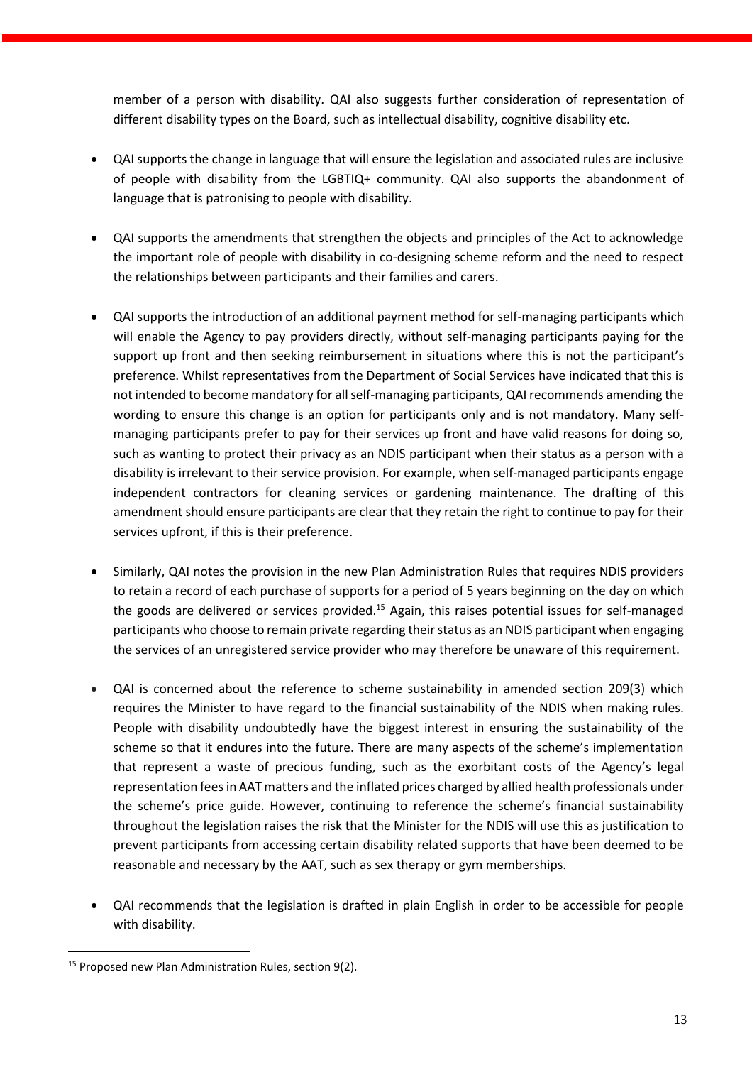member of a person with disability. QAI also suggests further consideration of representation of different disability types on the Board, such as intellectual disability, cognitive disability etc.

- QAI supports the change in language that will ensure the legislation and associated rules are inclusive of people with disability from the LGBTIQ+ community. QAI also supports the abandonment of language that is patronising to people with disability.

- QAI supports the amendments that strengthen the objects and principles of the Act to acknowledge the important role of people with disability in co-designing scheme reform and the need to respect the relationships between participants and their families and carers.

- QAI supports the introduction of an additional payment method for self-managing participants which will enable the Agency to pay providers directly, without self-managing participants paying for the support up front and then seeking reimbursement in situations where this is not the participant's preference. Whilst representatives from the Department of Social Services have indicated that this is not intended to become mandatory for all self-managing participants, QAI recommends amending the wording to ensure this change is an option for participants only and is not mandatory. Many self-managing participants prefer to pay for their services up front and have valid reasons for doing so, such as wanting to protect their privacy as an NDIS participant when their status as a person with a disability is irrelevant to their service provision. For example, when self-managed participants engage independent contractors for cleaning services or gardening maintenance. The drafting of this amendment should ensure participants are clear that they retain the right to continue to pay for their services upfront, if this is their preference.

- Similarly, QAI notes the provision in the new Plan Administration Rules that requires NDIS providers to retain a record of each purchase of supports for a period of 5 years beginning on the day on which the goods are delivered or services provided.[15] Again, this raises potential issues for self-managed participants who choose to remain private regarding their status as an NDIS participant when engaging the services of an unregistered service provider who may therefore be unaware of this requirement.

- QAI is concerned about the reference to scheme sustainability in amended section 209(3) which requires the Minister to have regard to the financial sustainability of the NDIS when making rules. People with disability undoubtedly have the biggest interest in ensuring the sustainability of the scheme so that it endures into the future. There are many aspects of the scheme's implementation that represent a waste of precious funding, such as the exorbitant costs of the Agency's legal representation fees in AAT matters and the inflated prices charged by allied health professionals under the scheme's price guide. However, continuing to reference the scheme's financial sustainability throughout the legislation raises the risk that the Minister for the NDIS will use this as justification to prevent participants from accessing certain disability related supports that have been deemed to be reasonable and necessary by the AAT, such as sex therapy or gym memberships.

- QAI recommends that the legislation is drafted in plain English in order to be accessible for people with disability.

---

[15] Proposed new Plan Administration Rules, section 9(2).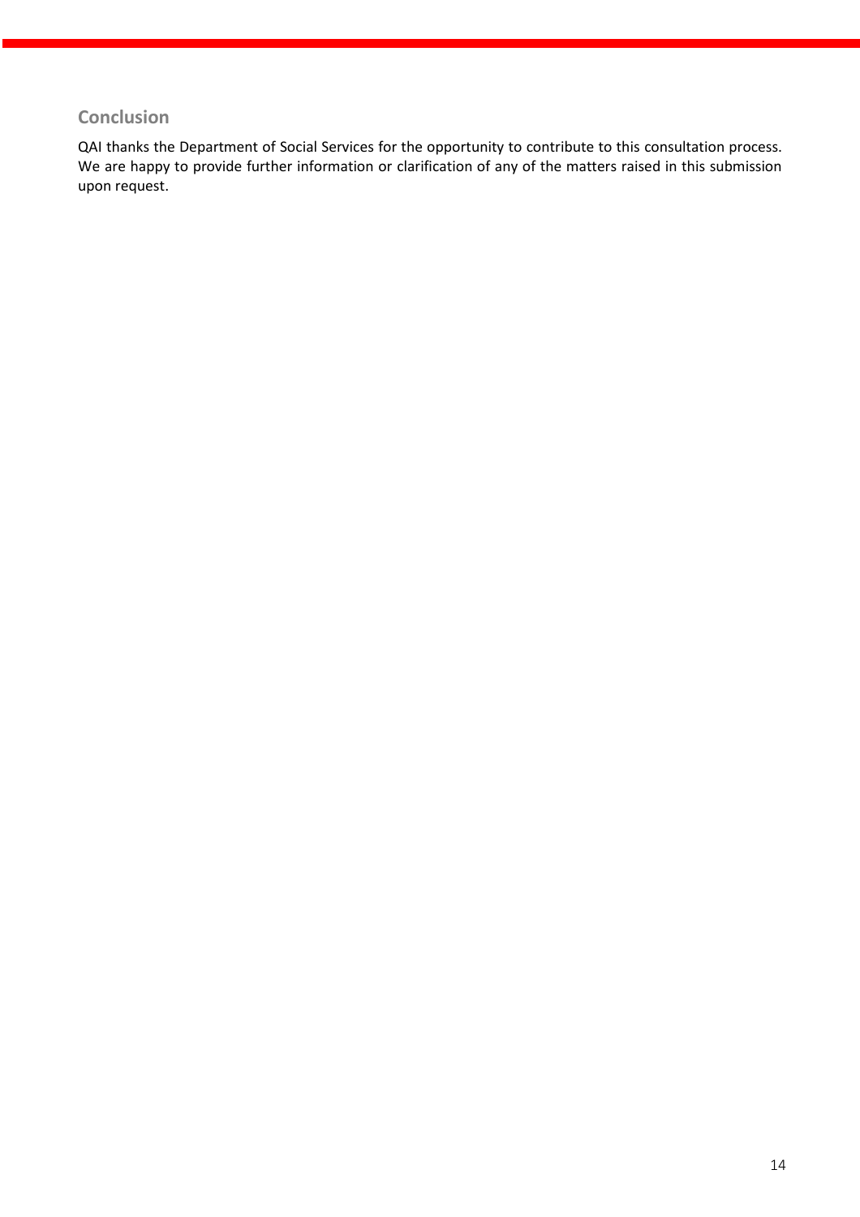## Conclusion

QAI thanks the Department of Social Services for the opportunity to contribute to this consultation process. We are happy to provide further information or clarification of any of the matters raised in this submission upon request.